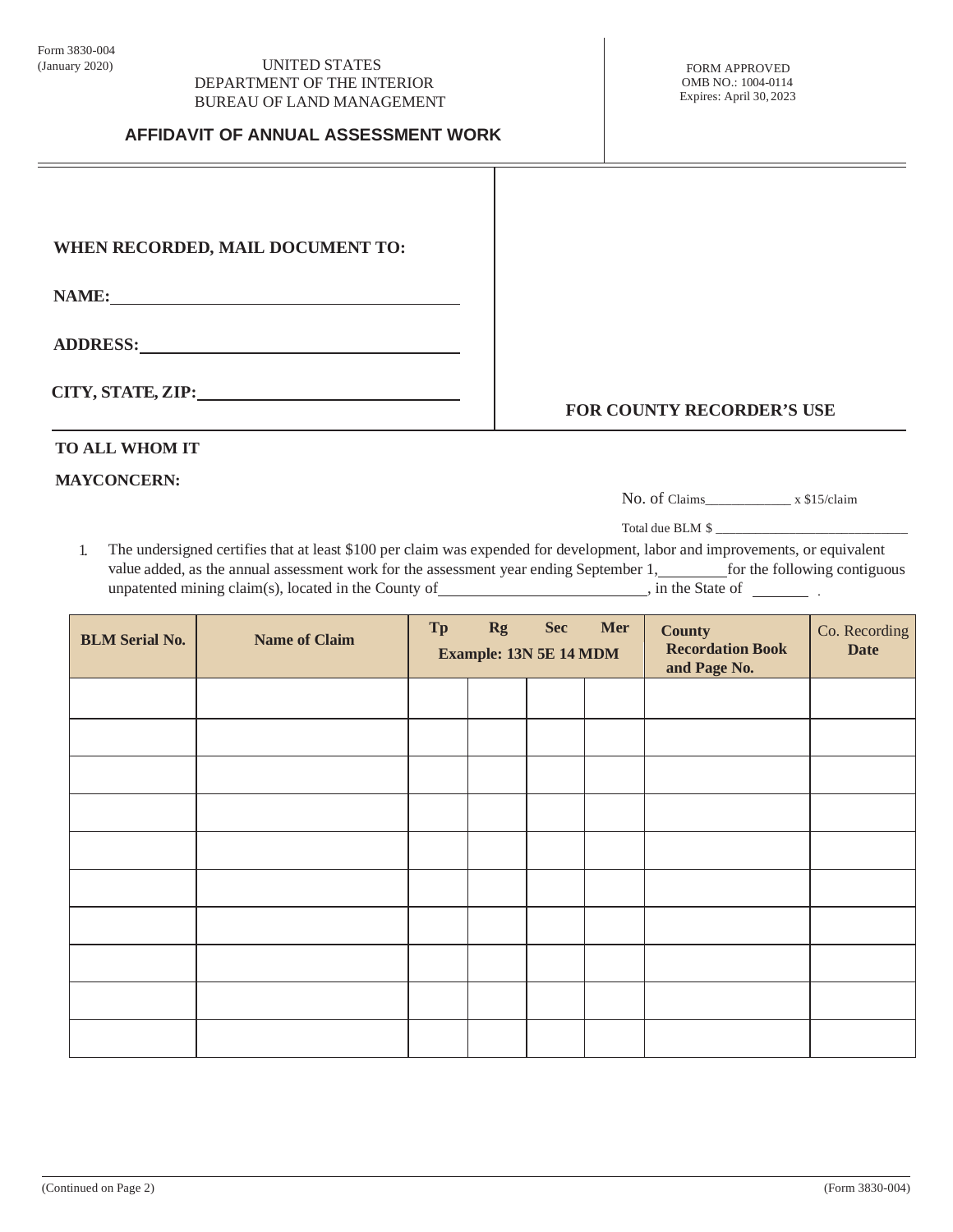Form 3830-004
(January 2020)

UNITED STATES
DEPARTMENT OF THE INTERIOR
BUREAU OF LAND MANAGEMENT

FORM APPROVED
OMB NO.: 1004-0114
Expires: April 30, 2023

# AFFIDAVIT OF ANNUAL ASSESSMENT WORK

**WHEN RECORDED, MAIL DOCUMENT TO:**

**NAME:** ______________________________

**ADDRESS:** ______________________________

**CITY, STATE, ZIP:** ______________________________

**FOR COUNTY RECORDER'S USE**

**TO ALL WHOM IT MAYCONCERN:**

No. of Claims____________ x $15/claim

Total due BLM $ ____________________________

1. The undersigned certifies that at least $100 per claim was expended for development, labor and improvements, or equivalent value added, as the annual assessment work for the assessment year ending September 1, ________ for the following contiguous unpatented mining claim(s), located in the County of ________________________, in the State of ________ .

| BLM Serial No. | Name of Claim | Tp | Rg | Sec | Mer | County Recordation Book and Page No. | Co. Recording Date |
|---|---|---|---|---|---|---|---|
| | | Example: 13N 5E 14 MDM | | | | | |
| | | | | | | | |
| | | | | | | | |
| | | | | | | | |
| | | | | | | | |
| | | | | | | | |
| | | | | | | | |
| | | | | | | | |
| | | | | | | | |
| | | | | | | | |
| | | | | | | | |

(Continued on Page 2)

(Form 3830-004)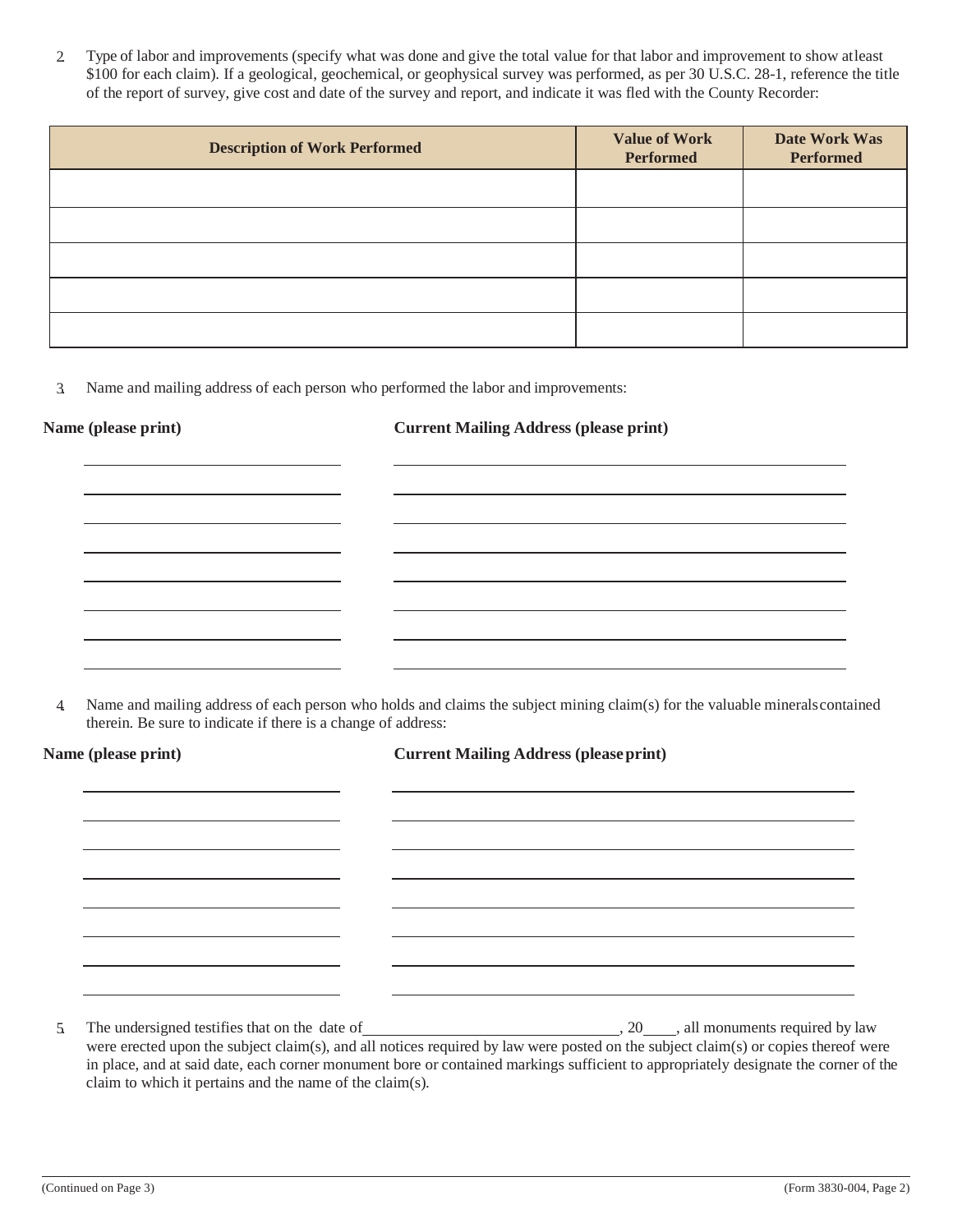2. Type of labor and improvements (specify what was done and give the total value for that labor and improvement to show atleast $100 for each claim). If a geological, geochemical, or geophysical survey was performed, as per 30 U.S.C. 28-1, reference the title of the report of survey, give cost and date of the survey and report, and indicate it was fled with the County Recorder:

| Description of Work Performed | Value of Work Performed | Date Work Was Performed |
|---|---|---|
| | | |
| | | |
| | | |
| | | |
| | | |

3. Name and mailing address of each person who performed the labor and improvements:

| Name (please print) | Current Mailing Address (please print) |
|---|---|
| | |
| | |
| | |
| | |
| | |
| | |
| | |
| | |

4. Name and mailing address of each person who holds and claims the subject mining claim(s) for the valuable minerals contained therein. Be sure to indicate if there is a change of address:

| Name (please print) | Current Mailing Address (please print) |
|---|---|
| | |
| | |
| | |
| | |
| | |
| | |
| | |
| | |

5. The undersigned testifies that on the date of ______________________________, 20____, all monuments required by law were erected upon the subject claim(s), and all notices required by law were posted on the subject claim(s) or copies thereof were in place, and at said date, each corner monument bore or contained markings sufficient to appropriately designate the corner of the claim to which it pertains and the name of the claim(s).

(Continued on Page 3)

(Form 3830-004, Page 2)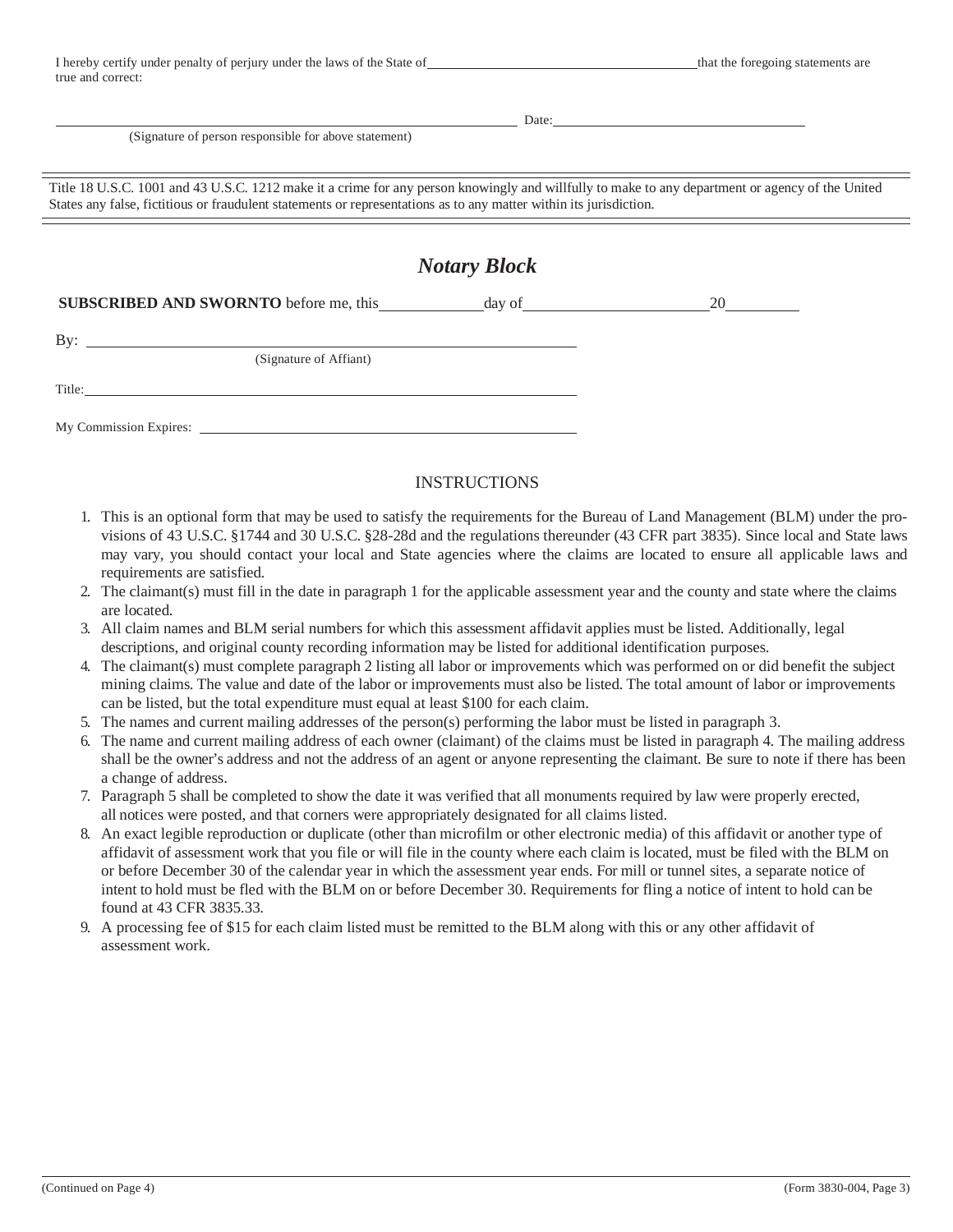I hereby certify under penalty of perjury under the laws of the State of \_\_\_\_\_\_\_\_\_\_\_\_\_\_\_\_\_\_\_\_\_\_\_\_\_\_\_\_\_\_ that the foregoing statements are true and correct:

\_\_\_\_\_\_\_\_\_\_\_\_\_\_\_\_\_\_\_\_\_\_\_\_\_\_\_\_\_\_\_\_\_\_\_\_\_\_\_\_\_\_\_\_ Date: \_\_\_\_\_\_\_\_\_\_\_\_\_\_\_\_\_\_\_\_\_\_\_\_\_\_\_\_
(Signature of person responsible for above statement)

---

Title 18 U.S.C. 1001 and 43 U.S.C. 1212 make it a crime for any person knowingly and willfully to make to any department or agency of the United States any false, fictitious or fraudulent statements or representations as to any matter within its jurisdiction.

---

## *Notary Block*

**SUBSCRIBED AND SWORNTO** before me, this \_\_\_\_\_\_\_\_\_\_ day of \_\_\_\_\_\_\_\_\_\_\_\_\_\_\_\_\_\_ 20 \_\_\_\_\_\_\_\_

By: \_\_\_\_\_\_\_\_\_\_\_\_\_\_\_\_\_\_\_\_\_\_\_\_\_\_\_\_\_\_\_\_\_\_\_\_\_\_\_\_\_\_\_\_
(Signature of Affiant)

Title: \_\_\_\_\_\_\_\_\_\_\_\_\_\_\_\_\_\_\_\_\_\_\_\_\_\_\_\_\_\_\_\_\_\_\_\_\_\_\_\_\_\_\_\_

My Commission Expires: \_\_\_\_\_\_\_\_\_\_\_\_\_\_\_\_\_\_\_\_\_\_\_\_\_\_\_\_\_\_\_\_\_\_

## INSTRUCTIONS

1. This is an optional form that may be used to satisfy the requirements for the Bureau of Land Management (BLM) under the provisions of 43 U.S.C. §1744 and 30 U.S.C. §28-28d and the regulations thereunder (43 CFR part 3835). Since local and State laws may vary, you should contact your local and State agencies where the claims are located to ensure all applicable laws and requirements are satisfied.
2. The claimant(s) must fill in the date in paragraph 1 for the applicable assessment year and the county and state where the claims are located.
3. All claim names and BLM serial numbers for which this assessment affidavit applies must be listed. Additionally, legal descriptions, and original county recording information may be listed for additional identification purposes.
4. The claimant(s) must complete paragraph 2 listing all labor or improvements which was performed on or did benefit the subject mining claims. The value and date of the labor or improvements must also be listed. The total amount of labor or improvements can be listed, but the total expenditure must equal at least $100 for each claim.
5. The names and current mailing addresses of the person(s) performing the labor must be listed in paragraph 3.
6. The name and current mailing address of each owner (claimant) of the claims must be listed in paragraph 4. The mailing address shall be the owner's address and not the address of an agent or anyone representing the claimant. Be sure to note if there has been a change of address.
7. Paragraph 5 shall be completed to show the date it was verified that all monuments required by law were properly erected, all notices were posted, and that corners were appropriately designated for all claims listed.
8. An exact legible reproduction or duplicate (other than microfilm or other electronic media) of this affidavit or another type of affidavit of assessment work that you file or will file in the county where each claim is located, must be filed with the BLM on or before December 30 of the calendar year in which the assessment year ends. For mill or tunnel sites, a separate notice of intent to hold must be fled with the BLM on or before December 30. Requirements for fling a notice of intent to hold can be found at 43 CFR 3835.33.
9. A processing fee of $15 for each claim listed must be remitted to the BLM along with this or any other affidavit of assessment work.

(Continued on Page 4)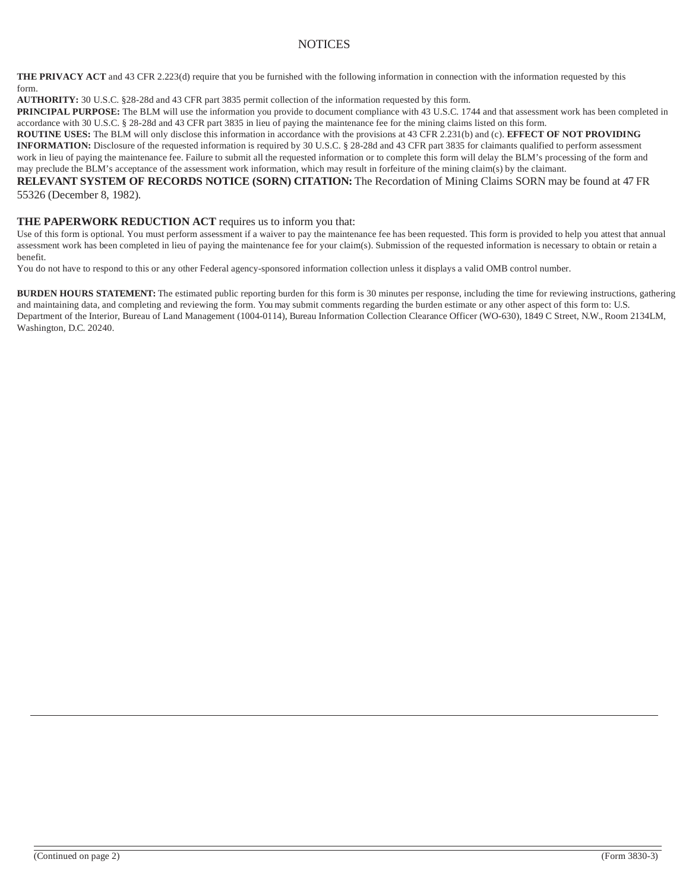# NOTICES

**THE PRIVACY ACT** and 43 CFR 2.223(d) require that you be furnished with the following information in connection with the information requested by this form.

**AUTHORITY:** 30 U.S.C. §28-28d and 43 CFR part 3835 permit collection of the information requested by this form.

**PRINCIPAL PURPOSE:** The BLM will use the information you provide to document compliance with 43 U.S.C. 1744 and that assessment work has been completed in accordance with 30 U.S.C. § 28-28d and 43 CFR part 3835 in lieu of paying the maintenance fee for the mining claims listed on this form.

**ROUTINE USES:** The BLM will only disclose this information in accordance with the provisions at 43 CFR 2.231(b) and (c). **EFFECT OF NOT PROVIDING INFORMATION:** Disclosure of the requested information is required by 30 U.S.C. § 28-28d and 43 CFR part 3835 for claimants qualified to perform assessment work in lieu of paying the maintenance fee. Failure to submit all the requested information or to complete this form will delay the BLM's processing of the form and may preclude the BLM's acceptance of the assessment work information, which may result in forfeiture of the mining claim(s) by the claimant.

**RELEVANT SYSTEM OF RECORDS NOTICE (SORN) CITATION:** The Recordation of Mining Claims SORN may be found at 47 FR 55326 (December 8, 1982).

**THE PAPERWORK REDUCTION ACT** requires us to inform you that:

Use of this form is optional. You must perform assessment if a waiver to pay the maintenance fee has been requested. This form is provided to help you attest that annual assessment work has been completed in lieu of paying the maintenance fee for your claim(s). Submission of the requested information is necessary to obtain or retain a benefit.

You do not have to respond to this or any other Federal agency-sponsored information collection unless it displays a valid OMB control number.

**BURDEN HOURS STATEMENT:** The estimated public reporting burden for this form is 30 minutes per response, including the time for reviewing instructions, gathering and maintaining data, and completing and reviewing the form. You may submit comments regarding the burden estimate or any other aspect of this form to: U.S. Department of the Interior, Bureau of Land Management (1004-0114), Bureau Information Collection Clearance Officer (WO-630), 1849 C Street, N.W., Room 2134LM, Washington, D.C. 20240.

(Continued on page 2) (Form 3830-3)